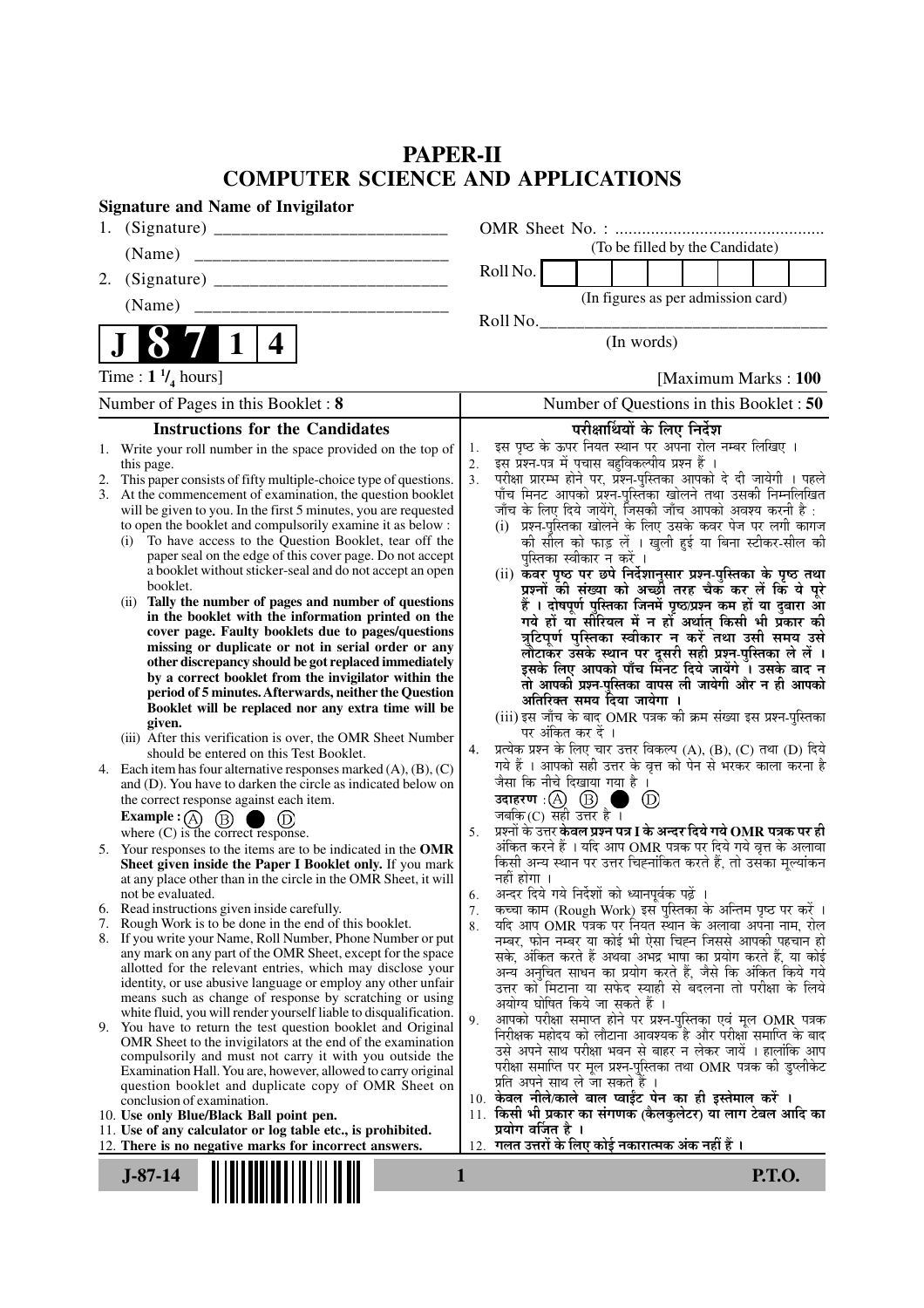# PAPER-II
## COMPUTER SCIENCE AND APPLICATIONS

**Signature and Name of Invigilator**

1. (Signature) __________________________

   (Name) ____________________________

2. (Signature) __________________________

   (Name) ____________________________

OMR Sheet No. : ...............................................

(To be filled by the Candidate)

Roll No. [ | | | | | | | | ]

(In figures as per admission card)

Roll No.________________________________

(In words)

**J 8 7 1 4**

Time : $1\frac{1}{4}$ hours] [Maximum Marks : **100**

Number of Pages in this Booklet : **8**

Number of Questions in this Booklet : **50**

### Instructions for the Candidates

1. Write your roll number in the space provided on the top of this page.
2. This paper consists of fifty multiple-choice type of questions.
3. At the commencement of examination, the question booklet will be given to you. In the first 5 minutes, you are requested to open the booklet and compulsorily examine it as below :
   (i) To have access to the Question Booklet, tear off the paper seal on the edge of this cover page. Do not accept a booklet without sticker-seal and do not accept an open booklet.
   (ii) **Tally the number of pages and number of questions in the booklet with the information printed on the cover page. Faulty booklets due to pages/questions missing or duplicate or not in serial order or any other discrepancy should be got replaced immediately by a correct booklet from the invigilator within the period of 5 minutes. Afterwards, neither the Question Booklet will be replaced nor any extra time will be given.**
   (iii) After this verification is over, the OMR Sheet Number should be entered on this Test Booklet.
4. Each item has four alternative responses marked (A), (B), (C) and (D). You have to darken the circle as indicated below on the correct response against each item.
   **Example :** (A) (B) ● (D)
   where (C) is the correct response.
5. Your responses to the items are to be indicated in the **OMR Sheet given inside the Paper I Booklet only.** If you mark at any place other than in the circle in the OMR Sheet, it will not be evaluated.
6. Read instructions given inside carefully.
7. Rough Work is to be done in the end of this booklet.
8. If you write your Name, Roll Number, Phone Number or put any mark on any part of the OMR Sheet, except for the space allotted for the relevant entries, which may disclose your identity, or use abusive language or employ any other unfair means such as change of response by scratching or using white fluid, you will render yourself liable to disqualification.
9. You have to return the test question booklet and Original OMR Sheet to the invigilators at the end of the examination compulsorily and must not carry it with you outside the Examination Hall. You are, however, allowed to carry original question booklet and duplicate copy of OMR Sheet on conclusion of examination.
10. **Use only Blue/Black Ball point pen.**
11. **Use of any calculator or log table etc., is prohibited.**
12. **There is no negative marks for incorrect answers.**

### परीक्षार्थियों के लिए निर्देश

1. इस पृष्ठ के ऊपर नियत स्थान पर अपना रोल नम्बर लिखिए ।
2. इस प्रश्न-पत्र में पचास बहुविकल्पीय प्रश्न हैं ।
3. परीक्षा प्रारम्भ होने पर, प्रश्न-पुस्तिका आपको दे दी जायेगी । पहले पाँच मिनट आपको प्रश्न-पुस्तिका खोलने तथा उसकी निम्नलिखित जाँच के लिए दिये जायेंगे, जिसकी जाँच आपको अवश्य करनी है :
   (i) प्रश्न-पुस्तिका खोलने के लिए उसके कवर पेज पर लगी कागज की सील को फाड़ लें । खुली हुई या बिना स्टीकर-सील की पुस्तिका स्वीकार न करें ।
   (ii) **कवर पृष्ठ पर छपे निर्देशानुसार प्रश्न-पुस्तिका के पृष्ठ तथा प्रश्नों की संख्या को अच्छी तरह चैक कर लें कि ये पूरे हैं । दोषपूर्ण पुस्तिका जिनमें पृष्ठ/प्रश्न कम हों या दुबारा आ गये हों या सीरियल में न हों अर्थात् किसी भी प्रकार की त्रुटिपूर्ण पुस्तिका स्वीकार न करें तथा उसी समय उसे लौटाकर उसके स्थान पर दूसरी सही प्रश्न-पुस्तिका ले लें । इसके लिए आपको पाँच मिनट दिये जायेंगे । उसके बाद न तो आपकी प्रश्न-पुस्तिका वापस ली जायेगी और न ही आपको अतिरिक्त समय दिया जायेगा ।**
   (iii) इस जाँच के बाद OMR पत्रक की क्रम संख्या इस प्रश्न-पुस्तिका पर अंकित कर दें ।
4. प्रत्येक प्रश्न के लिए चार उत्तर विकल्प (A), (B), (C) तथा (D) दिये गये हैं । आपको सही उत्तर के वृत्त को पेन से भरकर काला करना है जैसा कि नीचे दिखाया गया है ।
   **उदाहरण :** (A) (B) ● (D)
   जबकि (C) सही उत्तर है ।
5. प्रश्नों के उत्तर **केवल प्रश्न पत्र I के अन्दर दिये गये OMR पत्रक पर ही** अंकित करने हैं । यदि आप OMR पत्रक पर दिये गये वृत्त के अलावा किसी अन्य स्थान पर उत्तर चिह्नांकित करते हैं, तो उसका मूल्यांकन नहीं होगा ।
6. अन्दर दिये गये निर्देशों को ध्यानपूर्वक पढ़ें ।
7. कच्चा काम (Rough Work) इस पुस्तिका के अन्तिम पृष्ठ पर करें ।
8. यदि आप OMR पत्रक पर नियत स्थान के अलावा अपना नाम, रोल नम्बर, फोन नम्बर या कोई भी ऐसा चिह्न जिससे आपकी पहचान हो सके, अंकित करते हैं अथवा अभद्र भाषा का प्रयोग करते हैं, या कोई अन्य अनुचित साधन का प्रयोग करते हैं, जैसे कि अंकित किये गये उत्तर को मिटाना या सफेद स्याही से बदलना तो परीक्षा के लिये अयोग्य घोषित किये जा सकते हैं ।
9. आपको परीक्षा समाप्त होने पर प्रश्न-पुस्तिका एवं मूल OMR पत्रक निरीक्षक महोदय को लौटाना आवश्यक है और परीक्षा समाप्ति के बाद उसे अपने साथ परीक्षा भवन से बाहर न लेकर जायें । हालांकि आप परीक्षा समाप्ति पर मूल प्रश्न-पुस्तिका तथा OMR पत्रक की डुप्लीकेट प्रति अपने साथ ले जा सकते हैं ।
10. **केवल नीले/काले बाल प्वाईंट पेन का ही इस्तेमाल करें ।**
11. **किसी भी प्रकार का संगणक (कैलकुलेटर) या लाग टेबल आदि का प्रयोग वर्जित है ।**
12. **गलत उत्तरों के लिए कोई नकारात्मक अंक नहीं हैं ।**

**J-87-14**

**P.T.O.**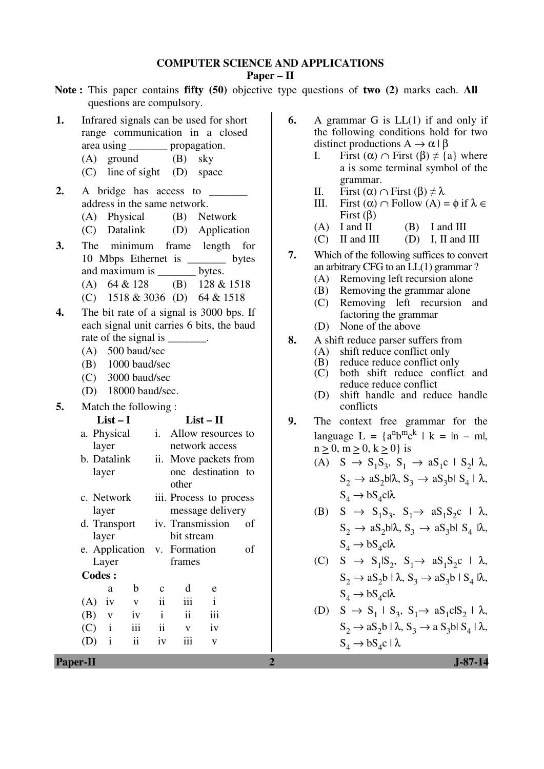## COMPUTER SCIENCE AND APPLICATIONS

### Paper – II

**Note :** This paper contains **fifty (50)** objective type questions of **two (2)** marks each. **All** questions are compulsory.

**1.** Infrared signals can be used for short range communication in a closed area using _______ propagation.

(A) ground (B) sky

(C) line of sight (D) space

**2.** A bridge has access to _______ address in the same network.

(A) Physical (B) Network

(C) Datalink (D) Application

**3.** The minimum frame length for 10 Mbps Ethernet is _______ bytes and maximum is _______ bytes.

(A) 64 & 128 (B) 128 & 1518

(C) 1518 & 3036 (D) 64 & 1518

**4.** The bit rate of a signal is 3000 bps. If each signal unit carries 6 bits, the baud rate of the signal is _______.

(A) 500 baud/sec

(B) 1000 baud/sec

(C) 3000 baud/sec

(D) 18000 baud/sec.

**5.** Match the following :

| List – I | List – II |
|---|---|
| a. Physical layer | i. Allow resources to network access |
| b. Datalink layer | ii. Move packets from one destination to other |
| c. Network layer | iii. Process to process message delivery |
| d. Transport layer | iv. Transmission of bit stream |
| e. Application Layer | v. Formation of frames |

**Codes :**

| | a | b | c | d | e |
|---|---|---|---|---|---|
| (A) | iv | v | ii | iii | i |
| (B) | v | iv | i | ii | iii |
| (C) | i | iii | ii | v | iv |
| (D) | i | ii | iv | iii | v |

**6.** A grammar G is LL(1) if and only if the following conditions hold for two distinct productions $A \rightarrow \alpha \mid \beta$

I. First ($\alpha$) $\cap$ First ($\beta$) $\neq$ {a} where a is some terminal symbol of the grammar.

II. First ($\alpha$) $\cap$ First ($\beta$) $\neq \lambda$

III. First ($\alpha$) $\cap$ Follow (A) = $\phi$ if $\lambda \in$ First ($\beta$)

(A) I and II (B) I and III

(C) II and III (D) I, II and III

**7.** Which of the following suffices to convert an arbitrary CFG to an LL(1) grammar ?

(A) Removing left recursion alone

(B) Removing the grammar alone

(C) Removing left recursion and factoring the grammar

(D) None of the above

**8.** A shift reduce parser suffers from

(A) shift reduce conflict only

(B) reduce reduce conflict only

(C) both shift reduce conflict and reduce reduce conflict

(D) shift handle and reduce handle conflicts

**9.** The context free grammar for the language $L = \{a^n b^m c^k \mid k = |n - m|, n \geq 0, m \geq 0, k \geq 0\}$ is

(A) $S \rightarrow S_1S_3$, $S_1 \rightarrow aS_1c \mid S_2 \mid \lambda$, $S_2 \rightarrow aS_2b \mid \lambda$, $S_3 \rightarrow aS_3b \mid S_4 \mid \lambda$, $S_4 \rightarrow bS_4c \mid \lambda$

(B) $S \rightarrow S_1S_3$, $S_1 \rightarrow aS_1S_2c \mid \lambda$, $S_2 \rightarrow aS_2b \mid \lambda$, $S_3 \rightarrow aS_3b \mid S_4 \mid \lambda$, $S_4 \rightarrow bS_4c \mid \lambda$

(C) $S \rightarrow S_1 \mid S_2$, $S_1 \rightarrow aS_1S_2c \mid \lambda$, $S_2 \rightarrow aS_2b \mid \lambda$, $S_3 \rightarrow aS_3b \mid S_4 \mid \lambda$, $S_4 \rightarrow bS_4c \mid \lambda$

(D) $S \rightarrow S_1 \mid S_3$, $S_1 \rightarrow aS_1c \mid S_2 \mid \lambda$, $S_2 \rightarrow aS_2b \mid \lambda$, $S_3 \rightarrow a\,S_3b \mid S_4 \mid \lambda$, $S_4 \rightarrow bS_4c \mid \lambda$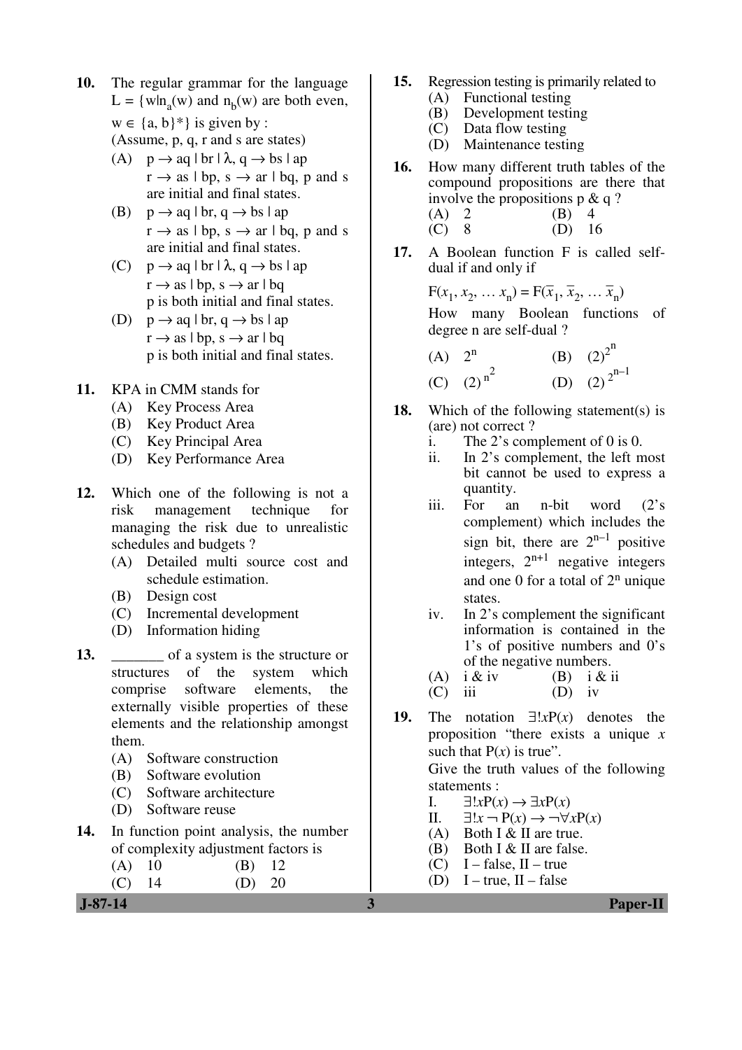10. The regular grammar for the language $L = \{w | n_a(w)$ and $n_b(w)$ are both even, $w \in \{a, b\}^*\}$ is given by :
(Assume, p, q, r and s are states)
   (A) $p \to aq \mid br \mid \lambda$, $q \to bs \mid ap$
   $r \to as \mid bp$, $s \to ar \mid bq$, p and s are initial and final states.
   (B) $p \to aq \mid br$, $q \to bs \mid ap$
   $r \to as \mid bp$, $s \to ar \mid bq$, p and s are initial and final states.
   (C) $p \to aq \mid br \mid \lambda$, $q \to bs \mid ap$
   $r \to as \mid bp$, $s \to ar \mid bq$
   p is both initial and final states.
   (D) $p \to aq \mid br$, $q \to bs \mid ap$
   $r \to as \mid bp$, $s \to ar \mid bq$
   p is both initial and final states.

11. KPA in CMM stands for
   (A) Key Process Area
   (B) Key Product Area
   (C) Key Principal Area
   (D) Key Performance Area

12. Which one of the following is not a risk management technique for managing the risk due to unrealistic schedules and budgets ?
   (A) Detailed multi source cost and schedule estimation.
   (B) Design cost
   (C) Incremental development
   (D) Information hiding

13. _______ of a system is the structure or structures of the system which comprise software elements, the externally visible properties of these elements and the relationship amongst them.
   (A) Software construction
   (B) Software evolution
   (C) Software architecture
   (D) Software reuse

14. In function point analysis, the number of complexity adjustment factors is
   (A) 10 (B) 12
   (C) 14 (D) 20

15. Regression testing is primarily related to
   (A) Functional testing
   (B) Development testing
   (C) Data flow testing
   (D) Maintenance testing

16. How many different truth tables of the compound propositions are there that involve the propositions p & q ?
   (A) 2 (B) 4
   (C) 8 (D) 16

17. A Boolean function F is called self-dual if and only if

   $F(x_1, x_2, \ldots x_n) = F(\bar{x}_1, \bar{x}_2, \ldots \bar{x}_n)$

   How many Boolean functions of degree n are self-dual ?
   (A) $2^n$ (B) $(2)^{2^n}$
   (C) $(2)^{n^2}$ (D) $(2)^{2^{n-1}}$

18. Which of the following statement(s) is (are) not correct ?
   i. The 2's complement of 0 is 0.
   ii. In 2's complement, the left most bit cannot be used to express a quantity.
   iii. For an n-bit word (2's complement) which includes the sign bit, there are $2^{n-1}$ positive integers, $2^{n+1}$ negative integers and one 0 for a total of $2^n$ unique states.
   iv. In 2's complement the significant information is contained in the 1's of positive numbers and 0's of the negative numbers.
   (A) i & iv (B) i & ii
   (C) iii (D) iv

19. The notation $\exists! x P(x)$ denotes the proposition "there exists a unique $x$ such that $P(x)$ is true".
Give the truth values of the following statements :
   I. $\exists! x P(x) \to \exists x P(x)$
   II. $\exists! x \neg P(x) \to \neg \forall x P(x)$
   (A) Both I & II are true.
   (B) Both I & II are false.
   (C) I – false, II – true
   (D) I – true, II – false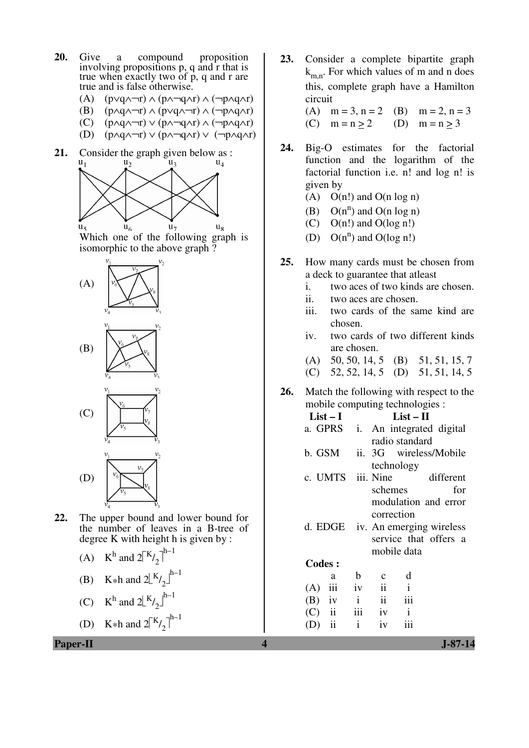**20.** Give a compound proposition involving propositions p, q and r that is true when exactly two of p, q and r are true and is false otherwise.

(A) $(p \vee q \wedge \neg r) \wedge (p \wedge \neg q \wedge r) \wedge (\neg p \wedge q \wedge r)$

(B) $(p \wedge q \wedge \neg r) \wedge (p \vee q \wedge \neg r) \wedge (\neg p \wedge q \wedge r)$

(C) $(p \wedge q \wedge \neg r) \vee (p \wedge \neg q \wedge r) \wedge (\neg p \wedge q \wedge r)$

(D) $(p \wedge q \wedge \neg r) \vee (p \wedge \neg q \wedge r) \vee (\neg p \wedge q \wedge r)$

**21.** Consider the graph given below as :

$u_1$ $u_2$ $u_3$ $u_4$

$u_5$ $u_6$ $u_7$ $u_8$

Which one of the following graph is isomorphic to the above graph ?

(A)

(B)

(C)

(D)

**22.** The upper bound and lower bound for the number of leaves in a B-tree of degree K with height h is given by :

(A) $K^h$ and $2\lceil K/2 \rceil^{h-1}$

(B) $K*h$ and $2\lfloor K/2 \rfloor^{h-1}$

(C) $K^h$ and $2\lfloor K/2 \rfloor^{h-1}$

(D) $K*h$ and $2\lceil K/2 \rceil^{h-1}$

**23.** Consider a complete bipartite graph $k_{m,n}$. For which values of m and n does this, complete graph have a Hamilton circuit

(A) m = 3, n = 2 (B) m = 2, n = 3

(C) $m = n \geq 2$ (D) $m = n \geq 3$

**24.** Big-O estimates for the factorial function and the logarithm of the factorial function i.e. n! and log n! is given by

(A) O(n!) and O(n log n)

(B) $O(n^n)$ and O(n log n)

(C) O(n!) and O(log n!)

(D) $O(n^n)$ and O(log n!)

**25.** How many cards must be chosen from a deck to guarantee that atleast

i. two aces of two kinds are chosen.

ii. two aces are chosen.

iii. two cards of the same kind are chosen.

iv. two cards of two different kinds are chosen.

(A) 50, 50, 14, 5 (B) 51, 51, 15, 7

(C) 52, 52, 14, 5 (D) 51, 51, 14, 5

**26.** Match the following with respect to the mobile computing technologies :

| List – I | List – II |
|---|---|
| a. GPRS | i. An integrated digital radio standard |
| b. GSM | ii. 3G wireless/Mobile technology |
| c. UMTS | iii. Nine different schemes for modulation and error correction |
| d. EDGE | iv. An emerging wireless service that offers a mobile data |

**Codes :**

| | a | b | c | d |
|---|---|---|---|---|
| (A) | iii | iv | ii | i |
| (B) | iv | i | ii | iii |
| (C) | ii | iii | iv | i |
| (D) | ii | i | iv | iii |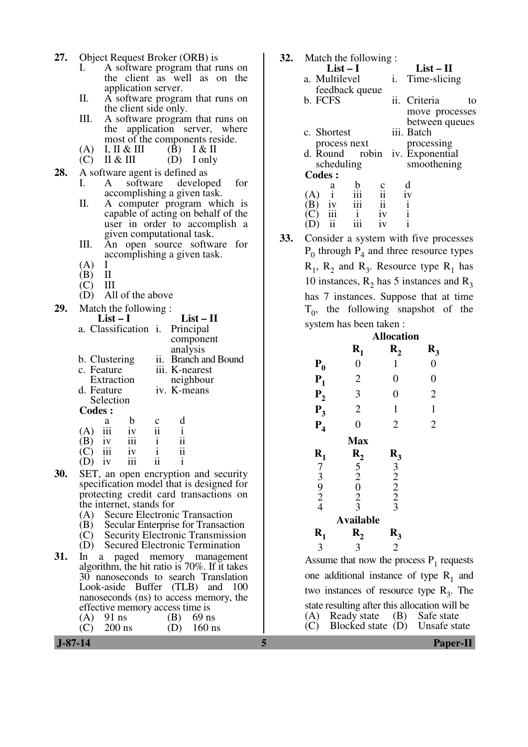**27.** Object Request Broker (ORB) is

I. A software program that runs on the client as well as on the application server.

II. A software program that runs on the client side only.

III. A software program that runs on the application server, where most of the components reside.

(A) I, II & III (B) I & II

(C) II & III (D) I only

**28.** A software agent is defined as

I. A software developed for accomplishing a given task.

II. A computer program which is capable of acting on behalf of the user in order to accomplish a given computational task.

III. An open source software for accomplishing a given task.

(A) I

(B) II

(C) III

(D) All of the above

**29.** Match the following :

| List – I | List – II |
|---|---|
| a. Classification | i. Principal component analysis |
| b. Clustering | ii. Branch and Bound |
| c. Feature Extraction | iii. K-nearest neighbour |
| d. Feature Selection | iv. K-means |

**Codes :**

| | a | b | c | d |
|---|---|---|---|---|
| (A) | iii | iv | ii | i |
| (B) | iv | iii | i | ii |
| (C) | iii | iv | i | ii |
| (D) | iv | iii | ii | i |

**30.** SET, an open encryption and security specification model that is designed for protecting credit card transactions on the internet, stands for

(A) Secure Electronic Transaction

(B) Secular Enterprise for Transaction

(C) Security Electronic Transmission

(D) Secured Electronic Termination

**31.** In a paged memory management algorithm, the hit ratio is 70%. If it takes 30 nanoseconds to search Translation Look-aside Buffer (TLB) and 100 nanoseconds (ns) to access memory, the effective memory access time is

(A) 91 ns (B) 69 ns

(C) 200 ns (D) 160 ns

**32.** Match the following :

| List – I | List – II |
|---|---|
| a. Multilevel feedback queue | i. Time-slicing |
| b. FCFS | ii. Criteria to move processes between queues |
| c. Shortest process next | iii. Batch processing |
| d. Round robin scheduling | iv. Exponential smoothening |

**Codes :**

| | a | b | c | d |
|---|---|---|---|---|
| (A) | i | iii | ii | iv |
| (B) | iv | iii | ii | i |
| (C) | iii | i | iv | i |
| (D) | ii | iii | iv | i |

**33.** Consider a system with five processes $P_0$ through $P_4$ and three resource types $R_1$, $R_2$ and $R_3$. Resource type $R_1$ has 10 instances, $R_2$ has 5 instances and $R_3$ has 7 instances. Suppose that at time $T_0$, the following snapshot of the system has been taken :

**Allocation**

| | $R_1$ | $R_2$ | $R_3$ |
|---|---|---|---|
| $P_0$ | 0 | 1 | 0 |
| $P_1$ | 2 | 0 | 0 |
| $P_2$ | 3 | 0 | 2 |
| $P_3$ | 2 | 1 | 1 |
| $P_4$ | 0 | 2 | 2 |

**Max**

| $R_1$ | $R_2$ | $R_3$ |
|---|---|---|
| 7 | 5 | 3 |
| 3 | 2 | 2 |
| 9 | 0 | 2 |
| 2 | 2 | 2 |
| 4 | 3 | 3 |

**Available**

| $R_1$ | $R_2$ | $R_3$ |
|---|---|---|
| 3 | 3 | 2 |

Assume that now the process $P_1$ requests one additional instance of type $R_1$ and two instances of resource type $R_3$. The state resulting after this allocation will be

(A) Ready state (B) Safe state

(C) Blocked state (D) Unsafe state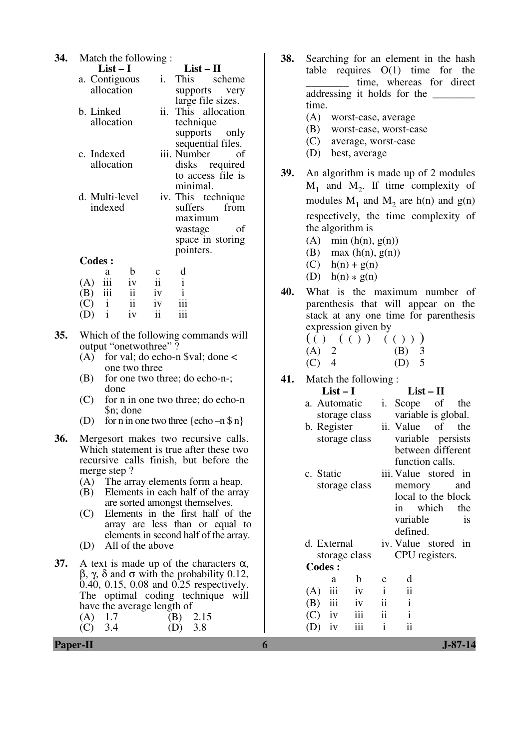**34.** Match the following :

| List – I | List – II |
|---|---|
| a. Contiguous allocation | i. This scheme supports very large file sizes. |
| b. Linked allocation | ii. This allocation technique supports only sequential files. |
| c. Indexed allocation | iii. Number of disks required to access file is minimal. |
| d. Multi-level indexed | iv. This technique suffers from maximum wastage of space in storing pointers. |

**Codes :**

| | a | b | c | d |
|---|---|---|---|---|
| (A) | iii | iv | ii | i |
| (B) | iii | ii | iv | i |
| (C) | i | ii | iv | iii |
| (D) | i | iv | ii | iii |

**35.** Which of the following commands will output "onetwothree" ?

(A) for val; do echo-n $val; done < one two three

(B) for one two three; do echo-n-; done

(C) for n in one two three; do echo-n $n; done

(D) for n in one two three {echo –n $ n}

**36.** Mergesort makes two recursive calls. Which statement is true after these two recursive calls finish, but before the merge step ?

(A) The array elements form a heap.

(B) Elements in each half of the array are sorted amongst themselves.

(C) Elements in the first half of the array are less than or equal to elements in second half of the array.

(D) All of the above

**37.** A text is made up of the characters α, β, γ, δ and σ with the probability 0.12, 0.40, 0.15, 0.08 and 0.25 respectively. The optimal coding technique will have the average length of

(A) 1.7 (B) 2.15

(C) 3.4 (D) 3.8

**38.** Searching for an element in the hash table requires O(1) time for the ________ time, whereas for direct addressing it holds for the ________ time.

(A) worst-case, average

(B) worst-case, worst-case

(C) average, worst-case

(D) best, average

**39.** An algorithm is made up of 2 modules $M_1$ and $M_2$. If time complexity of modules $M_1$ and $M_2$ are h(n) and g(n) respectively, the time complexity of the algorithm is

(A) min (h(n), g(n))

(B) max (h(n), g(n))

(C) h(n) + g(n)

(D) h(n) ∗ g(n)

**40.** What is the maximum number of parenthesis that will appear on the stack at any one time for parenthesis expression given by

( ( ) ( ( ) ) ( ( ) ) )

(A) 2 (B) 3

(C) 4 (D) 5

**41.** Match the following :

| List – I | List – II |
|---|---|
| a. Automatic storage class | i. Scope of the variable is global. |
| b. Register storage class | ii. Value of the variable persists between different function calls. |
| c. Static storage class | iii. Value stored in memory and local to the block in which the variable is defined. |
| d. External storage class | iv. Value stored in CPU registers. |

**Codes :**

| | a | b | c | d |
|---|---|---|---|---|
| (A) | iii | iv | i | ii |
| (B) | iii | iv | ii | i |
| (C) | iv | iii | ii | i |
| (D) | iv | iii | i | ii |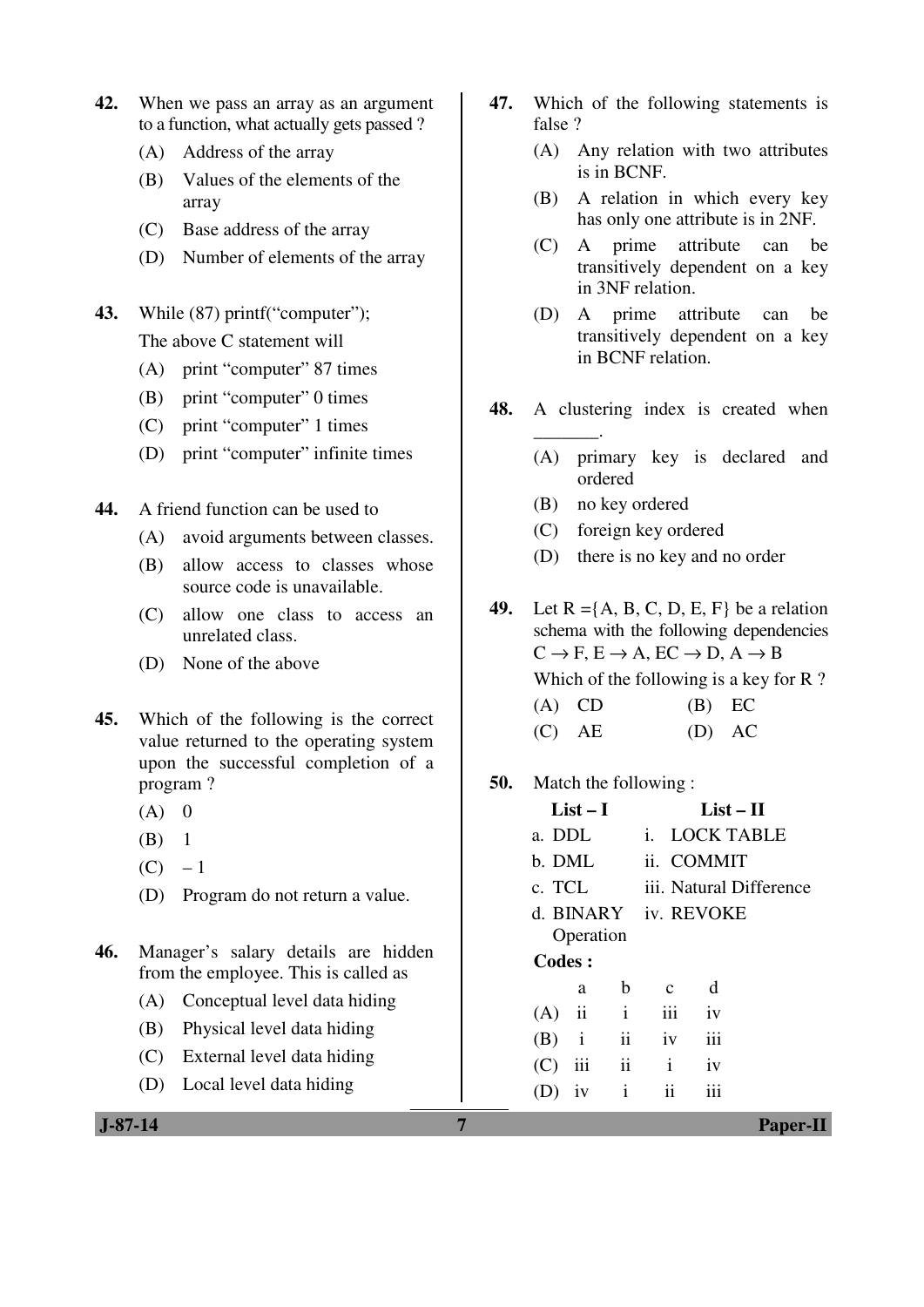**42.** When we pass an array as an argument to a function, what actually gets passed ?

(A) Address of the array

(B) Values of the elements of the array

(C) Base address of the array

(D) Number of elements of the array

**43.** While (87) printf(“computer”);

The above C statement will

(A) print “computer” 87 times

(B) print “computer” 0 times

(C) print “computer” 1 times

(D) print “computer” infinite times

**44.** A friend function can be used to

(A) avoid arguments between classes.

(B) allow access to classes whose source code is unavailable.

(C) allow one class to access an unrelated class.

(D) None of the above

**45.** Which of the following is the correct value returned to the operating system upon the successful completion of a program ?

(A) 0

(B) 1

(C) – 1

(D) Program do not return a value.

**46.** Manager’s salary details are hidden from the employee. This is called as

(A) Conceptual level data hiding

(B) Physical level data hiding

(C) External level data hiding

(D) Local level data hiding

**47.** Which of the following statements is false ?

(A) Any relation with two attributes is in BCNF.

(B) A relation in which every key has only one attribute is in 2NF.

(C) A prime attribute can be transitively dependent on a key in 3NF relation.

(D) A prime attribute can be transitively dependent on a key in BCNF relation.

**48.** A clustering index is created when _______.

(A) primary key is declared and ordered

(B) no key ordered

(C) foreign key ordered

(D) there is no key and no order

**49.** Let R ={A, B, C, D, E, F} be a relation schema with the following dependencies $C \rightarrow F$, $E \rightarrow A$, $EC \rightarrow D$, $A \rightarrow B$

Which of the following is a key for R ?

(A) CD (B) EC

(C) AE (D) AC

**50.** Match the following :

| List – I | List – II |
|---|---|
| a. DDL | i. LOCK TABLE |
| b. DML | ii. COMMIT |
| c. TCL | iii. Natural Difference |
| d. BINARY Operation | iv. REVOKE |

**Codes :**

| | a | b | c | d |
|---|---|---|---|---|
| (A) | ii | i | iii | iv |
| (B) | i | ii | iv | iii |
| (C) | iii | ii | i | iv |
| (D) | iv | i | ii | iii |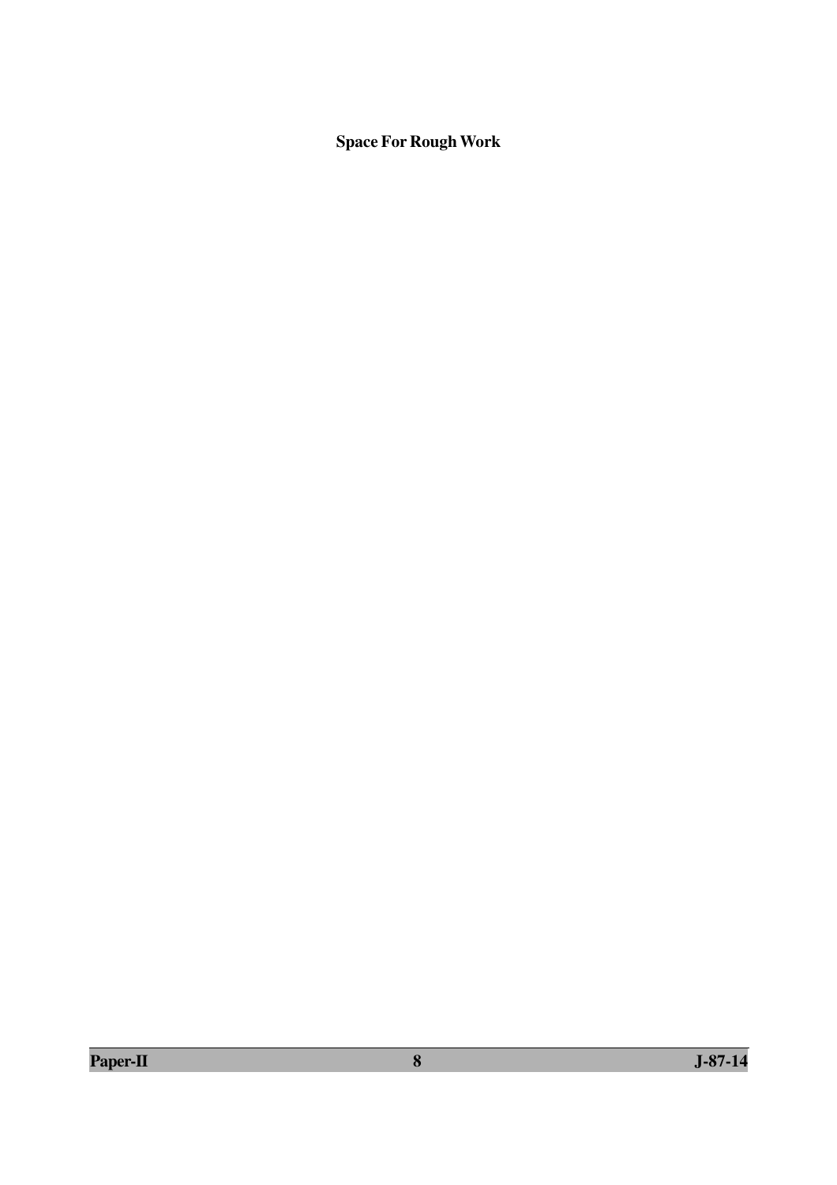**Space For Rough Work**